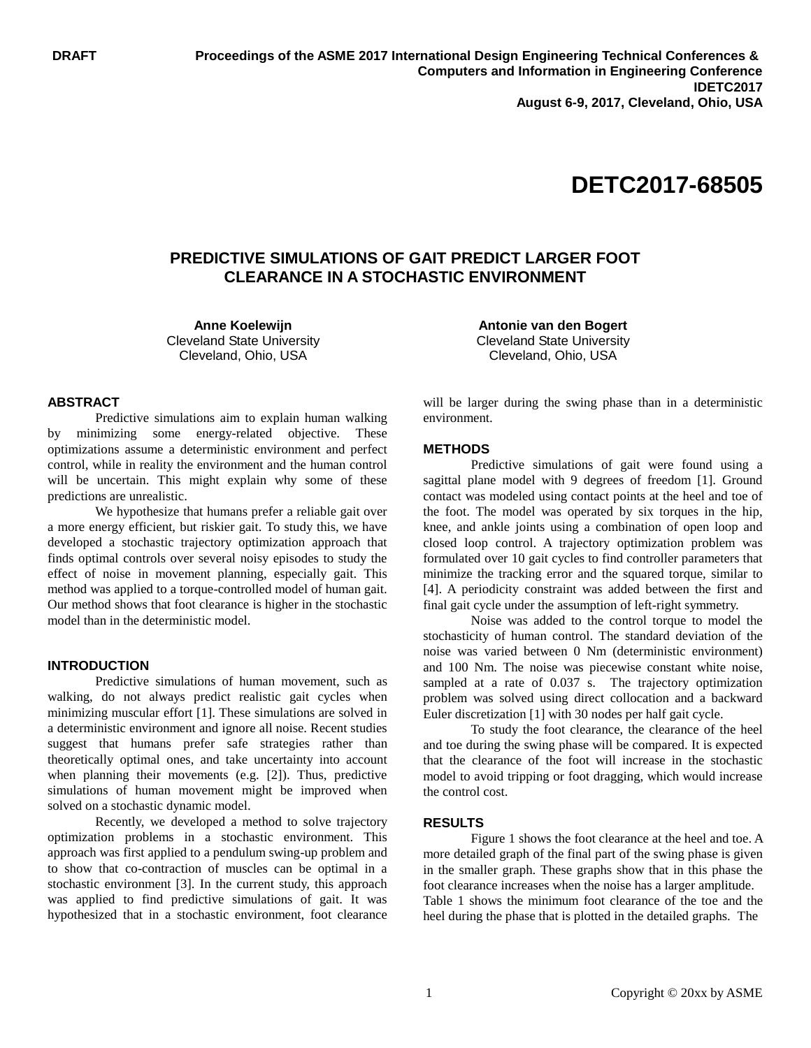DRAFT

**Proceedings of the ASME 2017 International Design Engineering Technical Conferences & Computers and Information in Engineering Conference**
**IDETC2017**
**August 6-9, 2017, Cleveland, Ohio, USA**

# DETC2017-68505

## PREDICTIVE SIMULATIONS OF GAIT PREDICT LARGER FOOT CLEARANCE IN A STOCHASTIC ENVIRONMENT

**Anne Koelewijn**
Cleveland State University
Cleveland, Ohio, USA

**Antonie van den Bogert**
Cleveland State University
Cleveland, Ohio, USA

### ABSTRACT

Predictive simulations aim to explain human walking by minimizing some energy-related objective. These optimizations assume a deterministic environment and perfect control, while in reality the environment and the human control will be uncertain. This might explain why some of these predictions are unrealistic.

We hypothesize that humans prefer a reliable gait over a more energy efficient, but riskier gait. To study this, we have developed a stochastic trajectory optimization approach that finds optimal controls over several noisy episodes to study the effect of noise in movement planning, especially gait. This method was applied to a torque-controlled model of human gait. Our method shows that foot clearance is higher in the stochastic model than in the deterministic model.

### INTRODUCTION

Predictive simulations of human movement, such as walking, do not always predict realistic gait cycles when minimizing muscular effort [1]. These simulations are solved in a deterministic environment and ignore all noise. Recent studies suggest that humans prefer safe strategies rather than theoretically optimal ones, and take uncertainty into account when planning their movements (e.g. [2]). Thus, predictive simulations of human movement might be improved when solved on a stochastic dynamic model.

Recently, we developed a method to solve trajectory optimization problems in a stochastic environment. This approach was first applied to a pendulum swing-up problem and to show that co-contraction of muscles can be optimal in a stochastic environment [3]. In the current study, this approach was applied to find predictive simulations of gait. It was hypothesized that in a stochastic environment, foot clearance will be larger during the swing phase than in a deterministic environment.

### METHODS

Predictive simulations of gait were found using a sagittal plane model with 9 degrees of freedom [1]. Ground contact was modeled using contact points at the heel and toe of the foot. The model was operated by six torques in the hip, knee, and ankle joints using a combination of open loop and closed loop control. A trajectory optimization problem was formulated over 10 gait cycles to find controller parameters that minimize the tracking error and the squared torque, similar to [4]. A periodicity constraint was added between the first and final gait cycle under the assumption of left-right symmetry.

Noise was added to the control torque to model the stochasticity of human control. The standard deviation of the noise was varied between 0 Nm (deterministic environment) and 100 Nm. The noise was piecewise constant white noise, sampled at a rate of 0.037 s. The trajectory optimization problem was solved using direct collocation and a backward Euler discretization [1] with 30 nodes per half gait cycle.

To study the foot clearance, the clearance of the heel and toe during the swing phase will be compared. It is expected that the clearance of the foot will increase in the stochastic model to avoid tripping or foot dragging, which would increase the control cost.

### RESULTS

Figure 1 shows the foot clearance at the heel and toe. A more detailed graph of the final part of the swing phase is given in the smaller graph. These graphs show that in this phase the foot clearance increases when the noise has a larger amplitude. Table 1 shows the minimum foot clearance of the toe and the heel during the phase that is plotted in the detailed graphs. The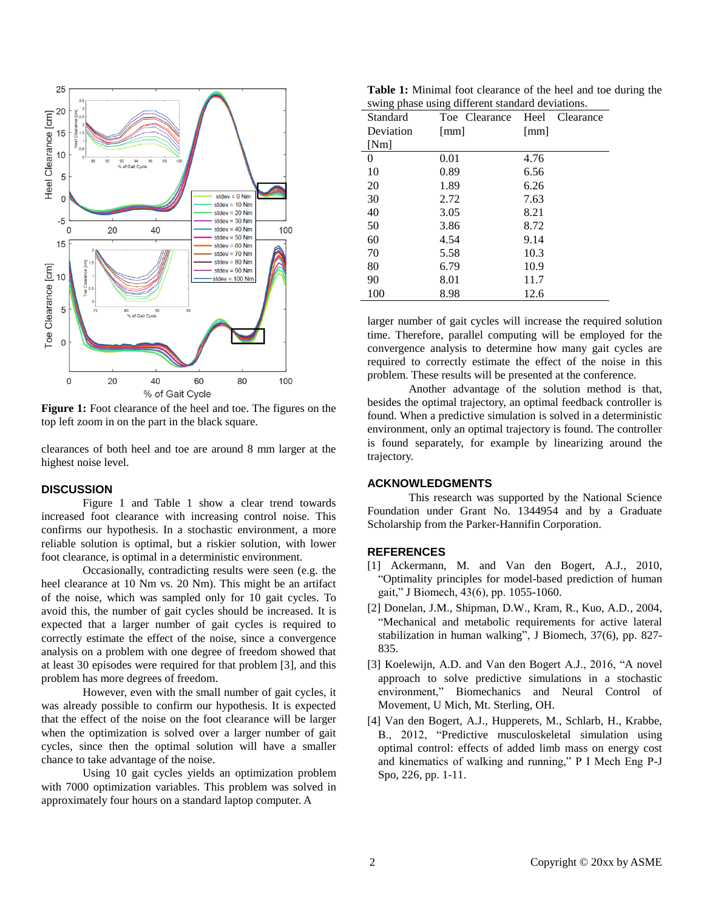25
20
15
10
5
0
-5
Heel Clearance [cm]
0
20
40
100
3.5
3
2.5
2
1.5
1
0.5
0
Heel Clearance [cm]
88
90
92
94
96
98
100
% of Gait Cycle
stdev = 0 Nm
stdev = 10 Nm
stdev = 20 Nm
stdev = 30 Nm
stdev = 40 Nm
stdev = 50 Nm
stdev = 60 Nm
stdev = 70 Nm
stdev = 80 Nm
stdev = 90 Nm
stdev = 100 Nm
15
10
5
0
Toe Clearance [cm]
2
1.5
1
0.5
0
Toe Clearance [cm]
75
80
85
90
% of Gait Cycle
0
20
40
60
80
100
% of Gait Cycle

**Figure 1:** Foot clearance of the heel and toe. The figures on the top left zoom in on the part in the black square.

clearances of both heel and toe are around 8 mm larger at the highest noise level.

## DISCUSSION

Figure 1 and Table 1 show a clear trend towards increased foot clearance with increasing control noise. This confirms our hypothesis. In a stochastic environment, a more reliable solution is optimal, but a riskier solution, with lower foot clearance, is optimal in a deterministic environment.

Occasionally, contradicting results were seen (e.g. the heel clearance at 10 Nm vs. 20 Nm). This might be an artifact of the noise, which was sampled only for 10 gait cycles. To avoid this, the number of gait cycles should be increased. It is expected that a larger number of gait cycles is required to correctly estimate the effect of the noise, since a convergence analysis on a problem with one degree of freedom showed that at least 30 episodes were required for that problem [3], and this problem has more degrees of freedom.

However, even with the small number of gait cycles, it was already possible to confirm our hypothesis. It is expected that the effect of the noise on the foot clearance will be larger when the optimization is solved over a larger number of gait cycles, since then the optimal solution will have a smaller chance to take advantage of the noise.

Using 10 gait cycles yields an optimization problem with 7000 optimization variables. This problem was solved in approximately four hours on a standard laptop computer. A larger number of gait cycles will increase the required solution time. Therefore, parallel computing will be employed for the convergence analysis to determine how many gait cycles are required to correctly estimate the effect of the noise in this problem. These results will be presented at the conference.

Another advantage of the solution method is that, besides the optimal trajectory, an optimal feedback controller is found. When a predictive simulation is solved in a deterministic environment, only an optimal trajectory is found. The controller is found separately, for example by linearizing around the trajectory.

**Table 1:** Minimal foot clearance of the heel and toe during the swing phase using different standard deviations.

| Standard Deviation [Nm] | Toe Clearance [mm] | Heel Clearance [mm] |
|---|---|---|
| 0 | 0.01 | 4.76 |
| 10 | 0.89 | 6.56 |
| 20 | 1.89 | 6.26 |
| 30 | 2.72 | 7.63 |
| 40 | 3.05 | 8.21 |
| 50 | 3.86 | 8.72 |
| 60 | 4.54 | 9.14 |
| 70 | 5.58 | 10.3 |
| 80 | 6.79 | 10.9 |
| 90 | 8.01 | 11.7 |
| 100 | 8.98 | 12.6 |

## ACKNOWLEDGMENTS

This research was supported by the National Science Foundation under Grant No. 1344954 and by a Graduate Scholarship from the Parker-Hannifin Corporation.

## REFERENCES

[1] Ackermann, M. and Van den Bogert, A.J., 2010, "Optimality principles for model-based prediction of human gait," J Biomech, 43(6), pp. 1055-1060.

[2] Donelan, J.M., Shipman, D.W., Kram, R., Kuo, A.D., 2004, "Mechanical and metabolic requirements for active lateral stabilization in human walking", J Biomech, 37(6), pp. 827-835.

[3] Koelewijn, A.D. and Van den Bogert A.J., 2016, "A novel approach to solve predictive simulations in a stochastic environment," Biomechanics and Neural Control of Movement, U Mich, Mt. Sterling, OH.

[4] Van den Bogert, A.J., Hupperets, M., Schlarb, H., Krabbe, B., 2012, "Predictive musculoskeletal simulation using optimal control: effects of added limb mass on energy cost and kinematics of walking and running," P I Mech Eng P-J Spo, 226, pp. 1-11.